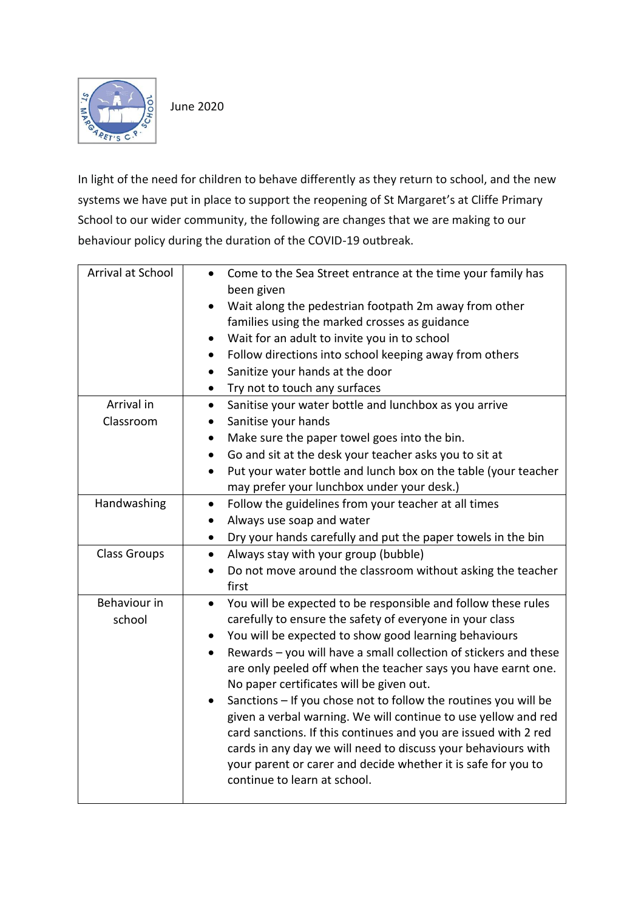June 2020

In light of the need for children to behave differently as they return to school, and the new systems we have put in place to support the reopening of St Margaret's at Cliffe Primary School to our wider community, the following are changes that we are making to our behaviour policy during the duration of the COVID-19 outbreak.

| | |
|---|---|
| Arrival at School | • Come to the Sea Street entrance at the time your family has been given<br>• Wait along the pedestrian footpath 2m away from other families using the marked crosses as guidance<br>• Wait for an adult to invite you in to school<br>• Follow directions into school keeping away from others<br>• Sanitize your hands at the door<br>• Try not to touch any surfaces |
| Arrival in Classroom | • Sanitise your water bottle and lunchbox as you arrive<br>• Sanitise your hands<br>• Make sure the paper towel goes into the bin.<br>• Go and sit at the desk your teacher asks you to sit at<br>• Put your water bottle and lunch box on the table (your teacher may prefer your lunchbox under your desk.) |
| Handwashing | • Follow the guidelines from your teacher at all times<br>• Always use soap and water<br>• Dry your hands carefully and put the paper towels in the bin |
| Class Groups | • Always stay with your group (bubble)<br>• Do not move around the classroom without asking the teacher first |
| Behaviour in school | • You will be expected to be responsible and follow these rules carefully to ensure the safety of everyone in your class<br>• You will be expected to show good learning behaviours<br>• Rewards – you will have a small collection of stickers and these are only peeled off when the teacher says you have earnt one. No paper certificates will be given out.<br>• Sanctions – If you chose not to follow the routines you will be given a verbal warning. We will continue to use yellow and red card sanctions. If this continues and you are issued with 2 red cards in any day we will need to discuss your behaviours with your parent or carer and decide whether it is safe for you to continue to learn at school. |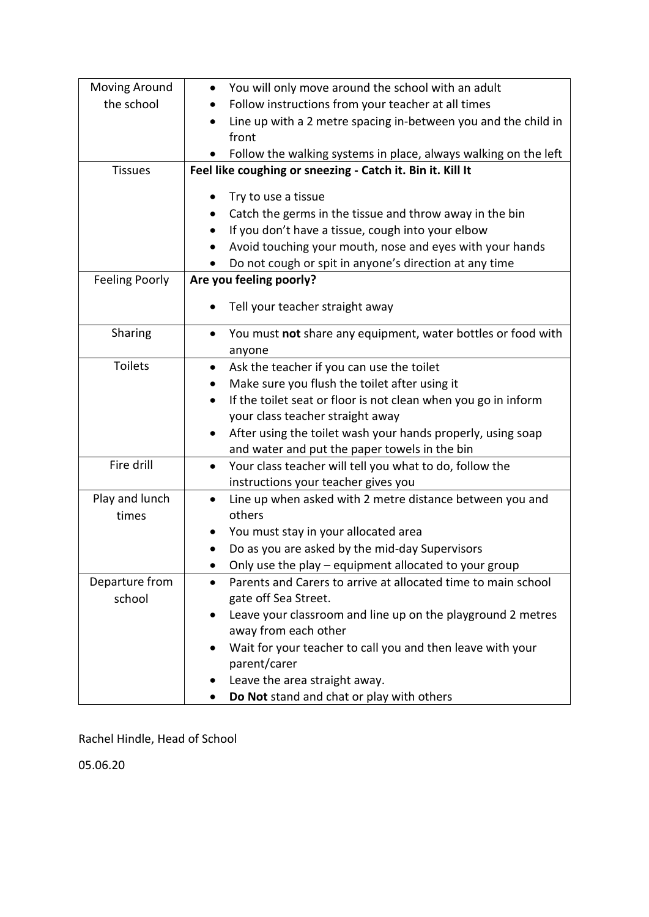| | |
|---|---|
| Moving Around the school | • You will only move around the school with an adult<br>• Follow instructions from your teacher at all times<br>• Line up with a 2 metre spacing in-between you and the child in front<br>• Follow the walking systems in place, always walking on the left |
| Tissues | **Feel like coughing or sneezing - Catch it. Bin it. Kill It**<br>• Try to use a tissue<br>• Catch the germs in the tissue and throw away in the bin<br>• If you don't have a tissue, cough into your elbow<br>• Avoid touching your mouth, nose and eyes with your hands<br>• Do not cough or spit in anyone's direction at any time |
| Feeling Poorly | **Are you feeling poorly?**<br>• Tell your teacher straight away |
| Sharing | • You must **not** share any equipment, water bottles or food with anyone |
| Toilets | • Ask the teacher if you can use the toilet<br>• Make sure you flush the toilet after using it<br>• If the toilet seat or floor is not clean when you go in inform your class teacher straight away<br>• After using the toilet wash your hands properly, using soap and water and put the paper towels in the bin |
| Fire drill | • Your class teacher will tell you what to do, follow the instructions your teacher gives you |
| Play and lunch times | • Line up when asked with 2 metre distance between you and others<br>• You must stay in your allocated area<br>• Do as you are asked by the mid-day Supervisors<br>• Only use the play – equipment allocated to your group |
| Departure from school | • Parents and Carers to arrive at allocated time to main school gate off Sea Street.<br>• Leave your classroom and line up on the playground 2 metres away from each other<br>• Wait for your teacher to call you and then leave with your parent/carer<br>• Leave the area straight away.<br>• **Do Not** stand and chat or play with others |

Rachel Hindle, Head of School

05.06.20